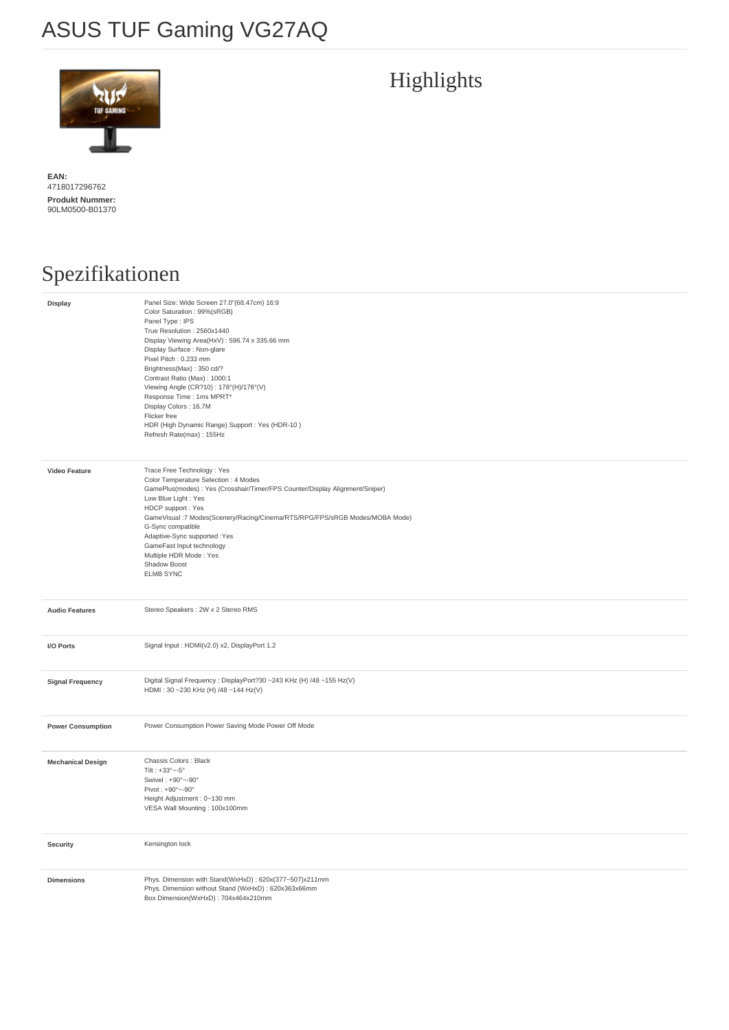# ASUS TUF Gaming VG27AQ

## Highlights

**EAN:**
4718017296762

**Produkt Nummer:**
90LM0500-B01370

## Spezifikationen

| | |
|---|---|
| **Display** | Panel Size: Wide Screen 27.0"(68.47cm) 16:9<br>Color Saturation : 99%(sRGB)<br>Panel Type : IPS<br>True Resolution : 2560x1440<br>Display Viewing Area(HxV) : 596.74 x 335.66 mm<br>Display Surface : Non-glare<br>Pixel Pitch : 0.233 mm<br>Brightness(Max) : 350 cd/?<br>Contrast Ratio (Max) : 1000:1<br>Viewing Angle (CR?10) : 178°(H)/178°(V)<br>Response Time : 1ms MPRT*<br>Display Colors : 16.7M<br>Flicker free<br>HDR (High Dynamic Range) Support : Yes (HDR-10 )<br>Refresh Rate(max) : 155Hz |
| **Video Feature** | Trace Free Technology : Yes<br>Color Temperature Selection : 4 Modes<br>GamePlus(modes) : Yes (Crosshair/Timer/FPS Counter/Display Alignment/Sniper)<br>Low Blue Light : Yes<br>HDCP support : Yes<br>GameVisual :7 Modes(Scenery/Racing/Cinema/RTS/RPG/FPS/sRGB Modes/MOBA Mode)<br>G-Sync compatible<br>Adaptive-Sync supported :Yes<br>GameFast Input technology<br>Multiple HDR Mode : Yes<br>Shadow Boost<br>ELMB SYNC |
| **Audio Features** | Stereo Speakers : 2W x 2 Stereo RMS |
| **I/O Ports** | Signal Input : HDMI(v2.0) x2, DisplayPort 1.2 |
| **Signal Frequency** | Digital Signal Frequency : DisplayPort?30 ~243 KHz (H) /48 ~155 Hz(V)<br>HDMI : 30 ~230 KHz (H) /48 ~144 Hz(V) |
| **Power Consumption** | Power Consumption Power Saving Mode Power Off Mode |
| **Mechanical Design** | Chassis Colors : Black<br>Tilt : +33°~-5°<br>Swivel : +90°~-90°<br>Pivot : +90°~-90°<br>Height Adjustment : 0~130 mm<br>VESA Wall Mounting : 100x100mm |
| **Security** | Kensington lock |
| **Dimensions** | Phys. Dimension with Stand(WxHxD) : 620x(377~507)x211mm<br>Phys. Dimension without Stand (WxHxD) : 620x363x66mm<br>Box Dimension(WxHxD) : 704x464x210mm |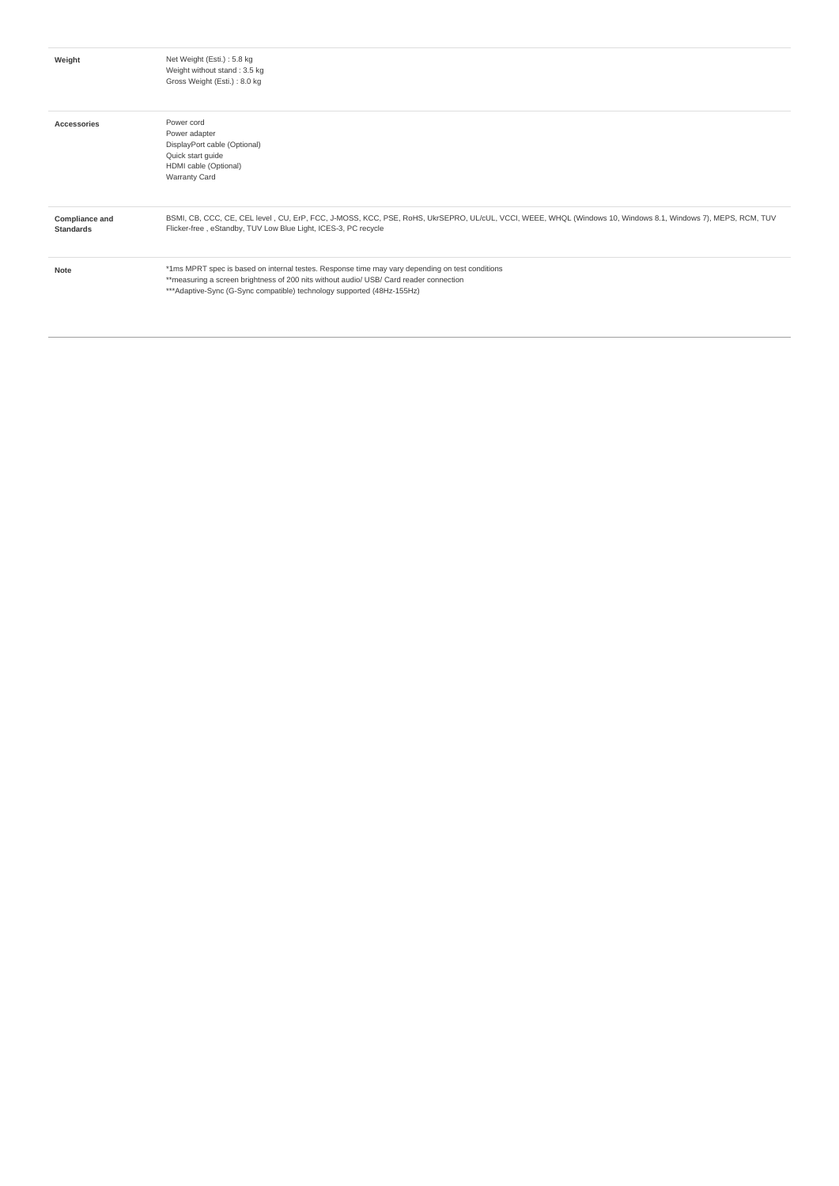| | |
|---|---|
| **Weight** | Net Weight (Esti.) : 5.8 kg<br>Weight without stand : 3.5 kg<br>Gross Weight (Esti.) : 8.0 kg |
| **Accessories** | Power cord<br>Power adapter<br>DisplayPort cable (Optional)<br>Quick start guide<br>HDMI cable (Optional)<br>Warranty Card |
| **Compliance and Standards** | BSMI, CB, CCC, CE, CEL level , CU, ErP, FCC, J-MOSS, KCC, PSE, RoHS, UkrSEPRO, UL/cUL, VCCI, WEEE, WHQL (Windows 10, Windows 8.1, Windows 7), MEPS, RCM, TUV Flicker-free , eStandby, TUV Low Blue Light, ICES-3, PC recycle |
| **Note** | *1ms MPRT spec is based on internal testes. Response time may vary depending on test conditions<br>**measuring a screen brightness of 200 nits without audio/ USB/ Card reader connection<br>***Adaptive-Sync (G-Sync compatible) technology supported (48Hz-155Hz) |